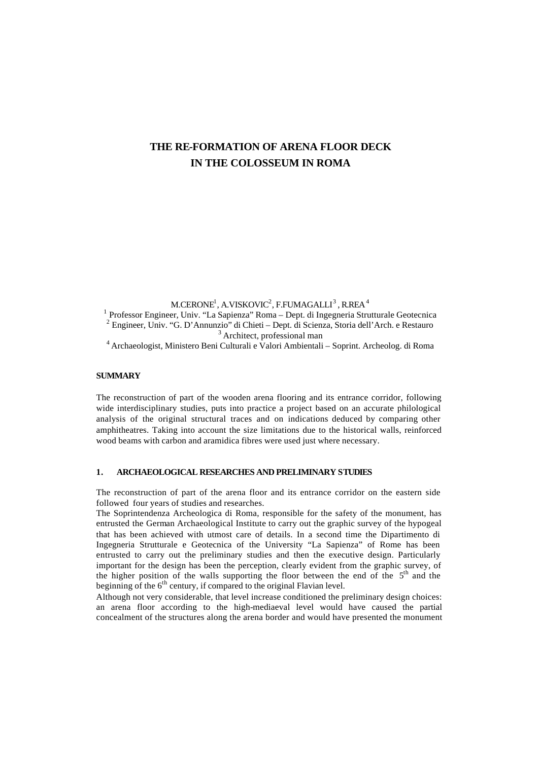# THE RE-FORMATION OF ARENA FLOOR DECK IN THE COLOSSEUM IN ROMA

M.CERONE[1], A.VISKOVIC[2], F.FUMAGALLI[3], R.REA[4]

[1] Professor Engineer, Univ. "La Sapienza" Roma – Dept. di Ingegneria Strutturale Geotecnica
[2] Engineer, Univ. "G. D'Annunzio" di Chieti – Dept. di Scienza, Storia dell'Arch. e Restauro
[3] Architect, professional man
[4] Archaeologist, Ministero Beni Culturali e Valori Ambientali – Soprint. Archeolog. di Roma

## SUMMARY

The reconstruction of part of the wooden arena flooring and its entrance corridor, following wide interdisciplinary studies, puts into practice a project based on an accurate philological analysis of the original structural traces and on indications deduced by comparing other amphitheatres. Taking into account the size limitations due to the historical walls, reinforced wood beams with carbon and aramidica fibres were used just where necessary.

## 1. ARCHAEOLOGICAL RESEARCHES AND PRELIMINARY STUDIES

The reconstruction of part of the arena floor and its entrance corridor on the eastern side followed four years of studies and researches.
The Soprintendenza Archeologica di Roma, responsible for the safety of the monument, has entrusted the German Archaeological Institute to carry out the graphic survey of the hypogeal that has been achieved with utmost care of details. In a second time the Dipartimento di Ingegneria Strutturale e Geotecnica of the University "La Sapienza" of Rome has been entrusted to carry out the preliminary studies and then the executive design. Particularly important for the design has been the perception, clearly evident from the graphic survey, of the higher position of the walls supporting the floor between the end of the 5th and the beginning of the 6th century, if compared to the original Flavian level.
Although not very considerable, that level increase conditioned the preliminary design choices: an arena floor according to the high-mediaeval level would have caused the partial concealment of the structures along the arena border and would have presented the monument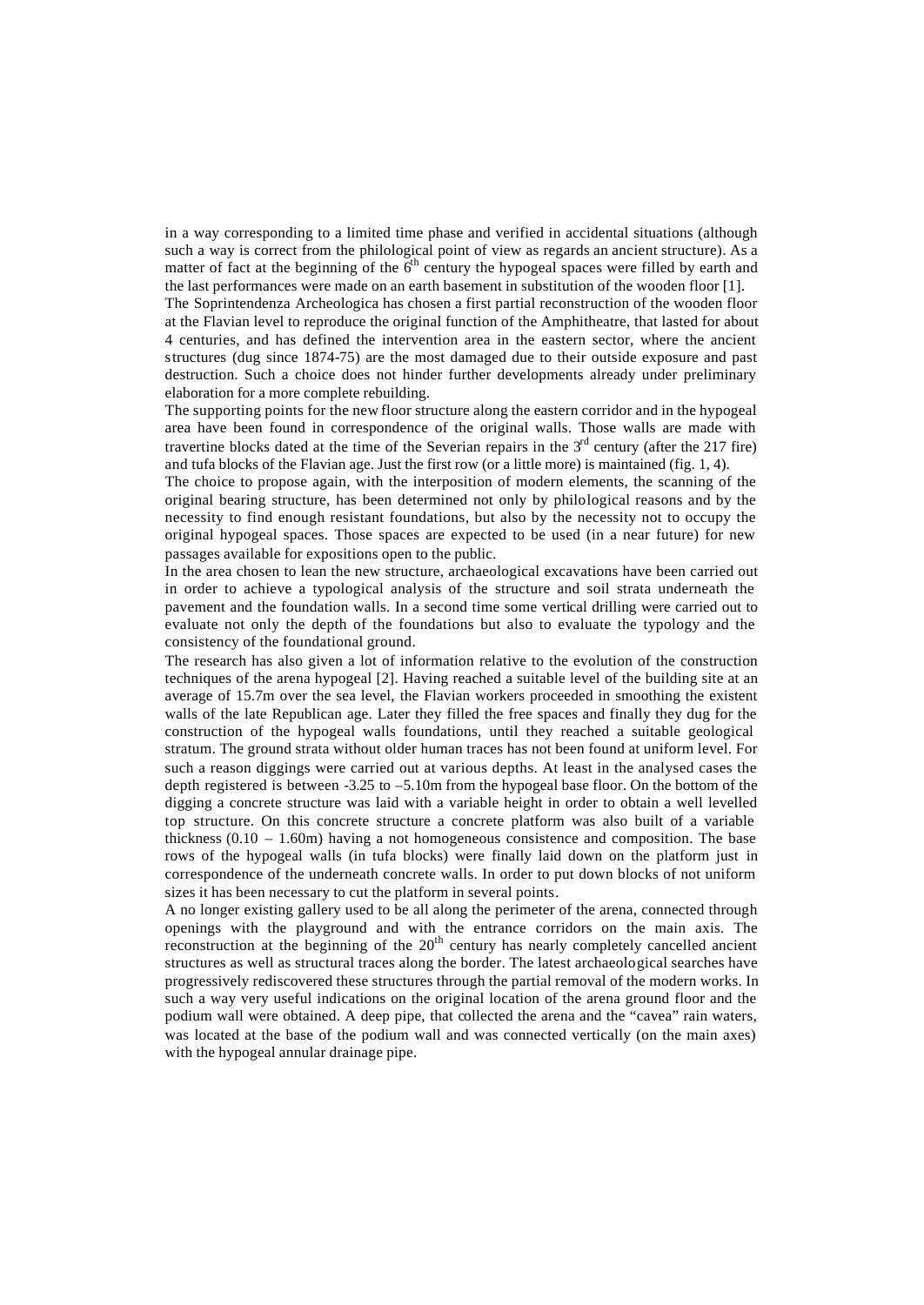in a way corresponding to a limited time phase and verified in accidental situations (although such a way is correct from the philological point of view as regards an ancient structure). As a matter of fact at the beginning of the 6th century the hypogeal spaces were filled by earth and the last performances were made on an earth basement in substitution of the wooden floor [1].

The Soprintendenza Archeologica has chosen a first partial reconstruction of the wooden floor at the Flavian level to reproduce the original function of the Amphitheatre, that lasted for about 4 centuries, and has defined the intervention area in the eastern sector, where the ancient structures (dug since 1874-75) are the most damaged due to their outside exposure and past destruction. Such a choice does not hinder further developments already under preliminary elaboration for a more complete rebuilding.

The supporting points for the new floor structure along the eastern corridor and in the hypogeal area have been found in correspondence of the original walls. Those walls are made with travertine blocks dated at the time of the Severian repairs in the 3rd century (after the 217 fire) and tufa blocks of the Flavian age. Just the first row (or a little more) is maintained (fig. 1, 4).

The choice to propose again, with the interposition of modern elements, the scanning of the original bearing structure, has been determined not only by philological reasons and by the necessity to find enough resistant foundations, but also by the necessity not to occupy the original hypogeal spaces. Those spaces are expected to be used (in a near future) for new passages available for expositions open to the public.

In the area chosen to lean the new structure, archaeological excavations have been carried out in order to achieve a typological analysis of the structure and soil strata underneath the pavement and the foundation walls. In a second time some vertical drilling were carried out to evaluate not only the depth of the foundations but also to evaluate the typology and the consistency of the foundational ground.

The research has also given a lot of information relative to the evolution of the construction techniques of the arena hypogeal [2]. Having reached a suitable level of the building site at an average of 15.7m over the sea level, the Flavian workers proceeded in smoothing the existent walls of the late Republican age. Later they filled the free spaces and finally they dug for the construction of the hypogeal walls foundations, until they reached a suitable geological stratum. The ground strata without older human traces has not been found at uniform level. For such a reason diggings were carried out at various depths. At least in the analysed cases the depth registered is between -3.25 to –5.10m from the hypogeal base floor. On the bottom of the digging a concrete structure was laid with a variable height in order to obtain a well levelled top structure. On this concrete structure a concrete platform was also built of a variable thickness (0.10 – 1.60m) having a not homogeneous consistence and composition. The base rows of the hypogeal walls (in tufa blocks) were finally laid down on the platform just in correspondence of the underneath concrete walls. In order to put down blocks of not uniform sizes it has been necessary to cut the platform in several points.

A no longer existing gallery used to be all along the perimeter of the arena, connected through openings with the playground and with the entrance corridors on the main axis. The reconstruction at the beginning of the 20th century has nearly completely cancelled ancient structures as well as structural traces along the border. The latest archaeological searches have progressively rediscovered these structures through the partial removal of the modern works. In such a way very useful indications on the original location of the arena ground floor and the podium wall were obtained. A deep pipe, that collected the arena and the "cavea" rain waters, was located at the base of the podium wall and was connected vertically (on the main axes) with the hypogeal annular drainage pipe.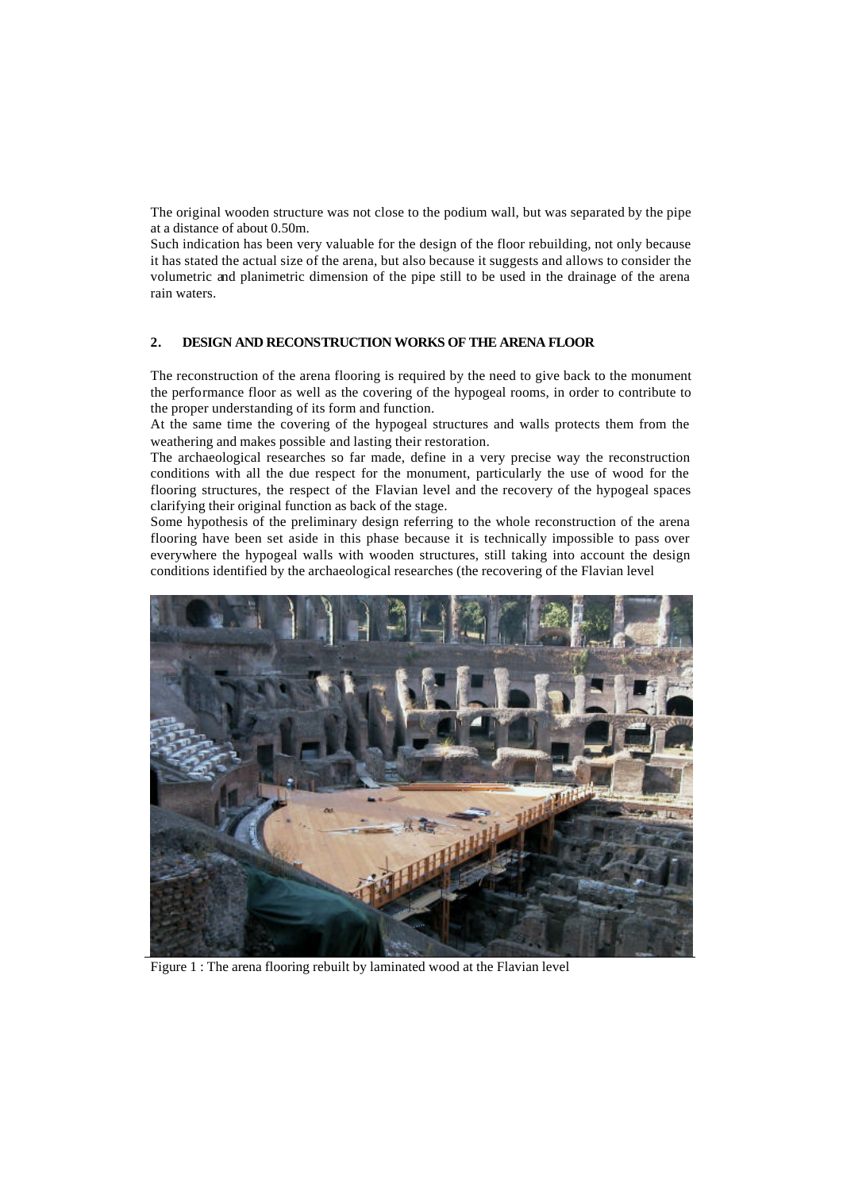The original wooden structure was not close to the podium wall, but was separated by the pipe at a distance of about 0.50m.

Such indication has been very valuable for the design of the floor rebuilding, not only because it has stated the actual size of the arena, but also because it suggests and allows to consider the volumetric and planimetric dimension of the pipe still to be used in the drainage of the arena rain waters.

## 2. DESIGN AND RECONSTRUCTION WORKS OF THE ARENA FLOOR

The reconstruction of the arena flooring is required by the need to give back to the monument the performance floor as well as the covering of the hypogeal rooms, in order to contribute to the proper understanding of its form and function.

At the same time the covering of the hypogeal structures and walls protects them from the weathering and makes possible and lasting their restoration.

The archaeological researches so far made, define in a very precise way the reconstruction conditions with all the due respect for the monument, particularly the use of wood for the flooring structures, the respect of the Flavian level and the recovery of the hypogeal spaces clarifying their original function as back of the stage.

Some hypothesis of the preliminary design referring to the whole reconstruction of the arena flooring have been set aside in this phase because it is technically impossible to pass over everywhere the hypogeal walls with wooden structures, still taking into account the design conditions identified by the archaeological researches (the recovering of the Flavian level

Figure 1 : The arena flooring rebuilt by laminated wood at the Flavian level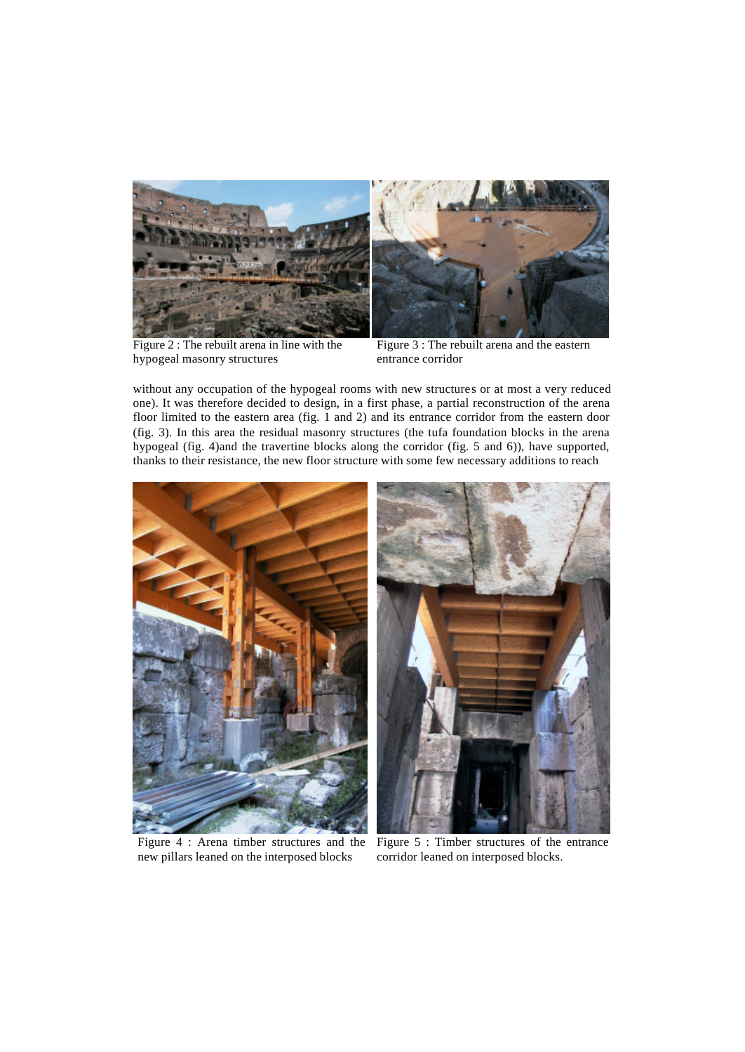Figure 2 : The rebuilt arena in line with the hypogeal masonry structures

Figure 3 : The rebuilt arena and the eastern entrance corridor

without any occupation of the hypogeal rooms with new structures or at most a very reduced one). It was therefore decided to design, in a first phase, a partial reconstruction of the arena floor limited to the eastern area (fig. 1 and 2) and its entrance corridor from the eastern door (fig. 3). In this area the residual masonry structures (the tufa foundation blocks in the arena hypogeal (fig. 4)and the travertine blocks along the corridor (fig. 5 and 6)), have supported, thanks to their resistance, the new floor structure with some few necessary additions to reach

Figure 4 : Arena timber structures and the new pillars leaned on the interposed blocks

Figure 5 : Timber structures of the entrance corridor leaned on interposed blocks.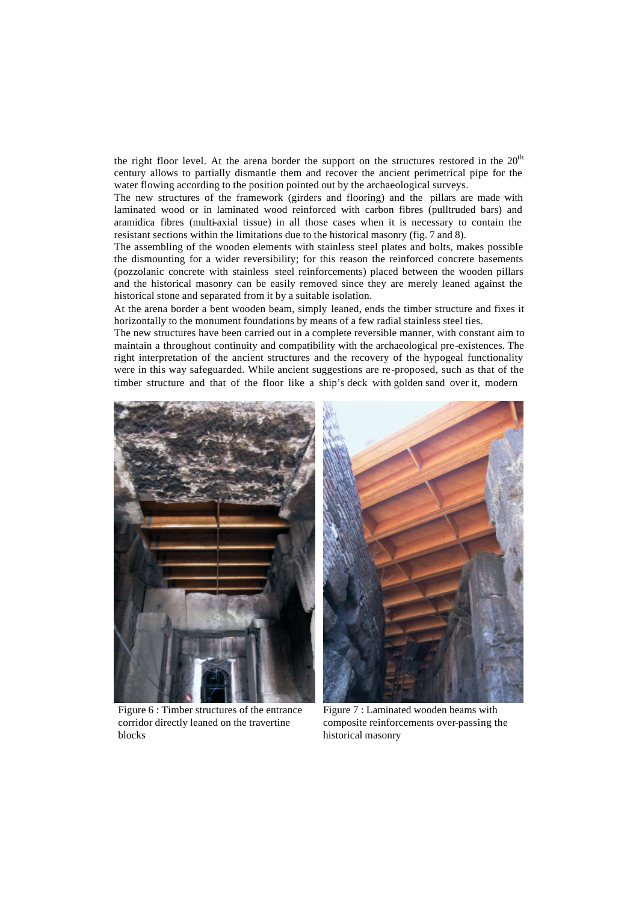the right floor level. At the arena border the support on the structures restored in the 20th century allows to partially dismantle them and recover the ancient perimetrical pipe for the water flowing according to the position pointed out by the archaeological surveys.

The new structures of the framework (girders and flooring) and the pillars are made with laminated wood or in laminated wood reinforced with carbon fibres (pulltruded bars) and aramidica fibres (multi-axial tissue) in all those cases when it is necessary to contain the resistant sections within the limitations due to the historical masonry (fig. 7 and 8).

The assembling of the wooden elements with stainless steel plates and bolts, makes possible the dismounting for a wider reversibility; for this reason the reinforced concrete basements (pozzolanic concrete with stainless steel reinforcements) placed between the wooden pillars and the historical masonry can be easily removed since they are merely leaned against the historical stone and separated from it by a suitable isolation.

At the arena border a bent wooden beam, simply leaned, ends the timber structure and fixes it horizontally to the monument foundations by means of a few radial stainless steel ties.

The new structures have been carried out in a complete reversible manner, with constant aim to maintain a throughout continuity and compatibility with the archaeological pre-existences. The right interpretation of the ancient structures and the recovery of the hypogeal functionality were in this way safeguarded. While ancient suggestions are re-proposed, such as that of the timber structure and that of the floor like a ship's deck with golden sand over it, modern

Figure 6 : Timber structures of the entrance corridor directly leaned on the travertine blocks

Figure 7 : Laminated wooden beams with composite reinforcements over-passing the historical masonry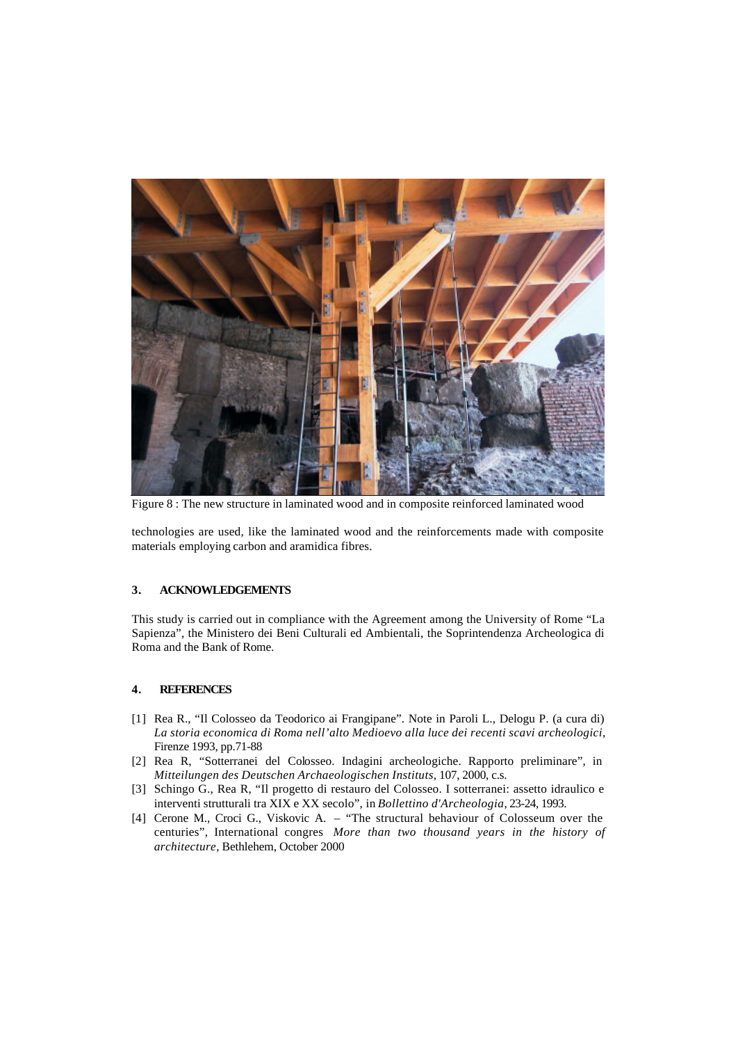Figure 8 : The new structure in laminated wood and in composite reinforced laminated wood

technologies are used, like the laminated wood and the reinforcements made with composite materials employing carbon and aramidica fibres.

## 3. ACKNOWLEDGEMENTS

This study is carried out in compliance with the Agreement among the University of Rome "La Sapienza", the Ministero dei Beni Culturali ed Ambientali, the Soprintendenza Archeologica di Roma and the Bank of Rome.

## 4. REFERENCES

[1] Rea R., "Il Colosseo da Teodorico ai Frangipane". Note in Paroli L., Delogu P. (a cura di) *La storia economica di Roma nell'alto Medioevo alla luce dei recenti scavi archeologici*, Firenze 1993, pp.71-88

[2] Rea R, "Sotterranei del Colosseo. Indagini archeologiche. Rapporto preliminare", in *Mitteilungen des Deutschen Archaeologischen Instituts*, 107, 2000, c.s.

[3] Schingo G., Rea R, "Il progetto di restauro del Colosseo. I sotterranei: assetto idraulico e interventi strutturali tra XIX e XX secolo", in *Bollettino d'Archeologia*, 23-24, 1993.

[4] Cerone M., Croci G., Viskovic A. – "The structural behaviour of Colosseum over the centuries", International congres *More than two thousand years in the history of architecture*, Bethlehem, October 2000